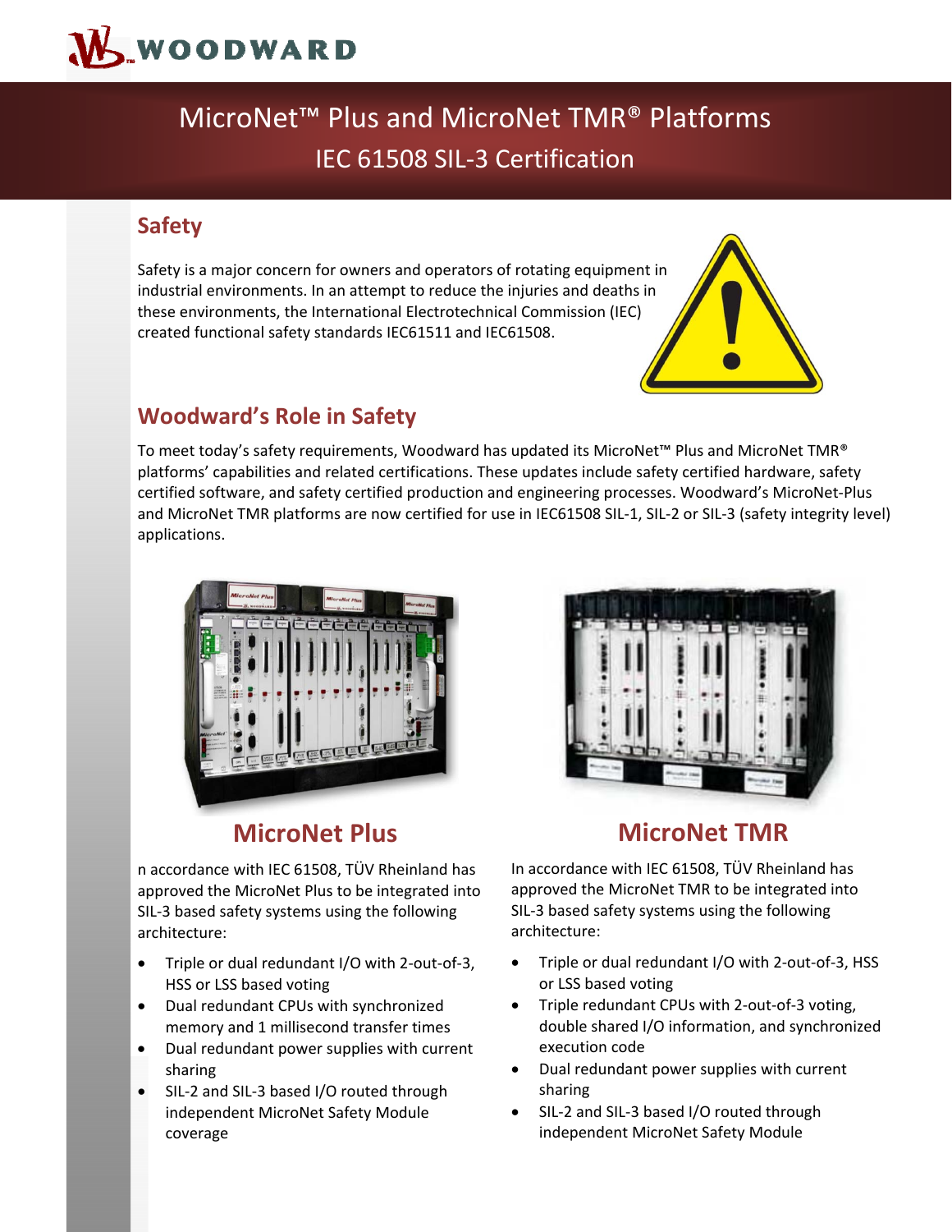# MicroNet™ Plus and MicroNet TMR® Platforms

## IEC 61508 SIL-3 Certification

## Safety

Safety is a major concern for owners and operators of rotating equipment in industrial environments. In an attempt to reduce the injuries and deaths in these environments, the International Electrotechnical Commission (IEC) created functional safety standards IEC61511 and IEC61508.

## Woodward's Role in Safety

To meet today's safety requirements, Woodward has updated its MicroNet™ Plus and MicroNet TMR® platforms' capabilities and related certifications. These updates include safety certified hardware, safety certified software, and safety certified production and engineering processes. Woodward's MicroNet-Plus and MicroNet TMR platforms are now certified for use in IEC61508 SIL-1, SIL-2 or SIL-3 (safety integrity level) applications.

## MicroNet Plus

n accordance with IEC 61508, TÜV Rheinland has approved the MicroNet Plus to be integrated into SIL-3 based safety systems using the following architecture:

- Triple or dual redundant I/O with 2-out-of-3, HSS or LSS based voting
- Dual redundant CPUs with synchronized memory and 1 millisecond transfer times
- Dual redundant power supplies with current sharing
- SIL-2 and SIL-3 based I/O routed through independent MicroNet Safety Module coverage

## MicroNet TMR

In accordance with IEC 61508, TÜV Rheinland has approved the MicroNet TMR to be integrated into SIL-3 based safety systems using the following architecture:

- Triple or dual redundant I/O with 2-out-of-3, HSS or LSS based voting
- Triple redundant CPUs with 2-out-of-3 voting, double shared I/O information, and synchronized execution code
- Dual redundant power supplies with current sharing
- SIL-2 and SIL-3 based I/O routed through independent MicroNet Safety Module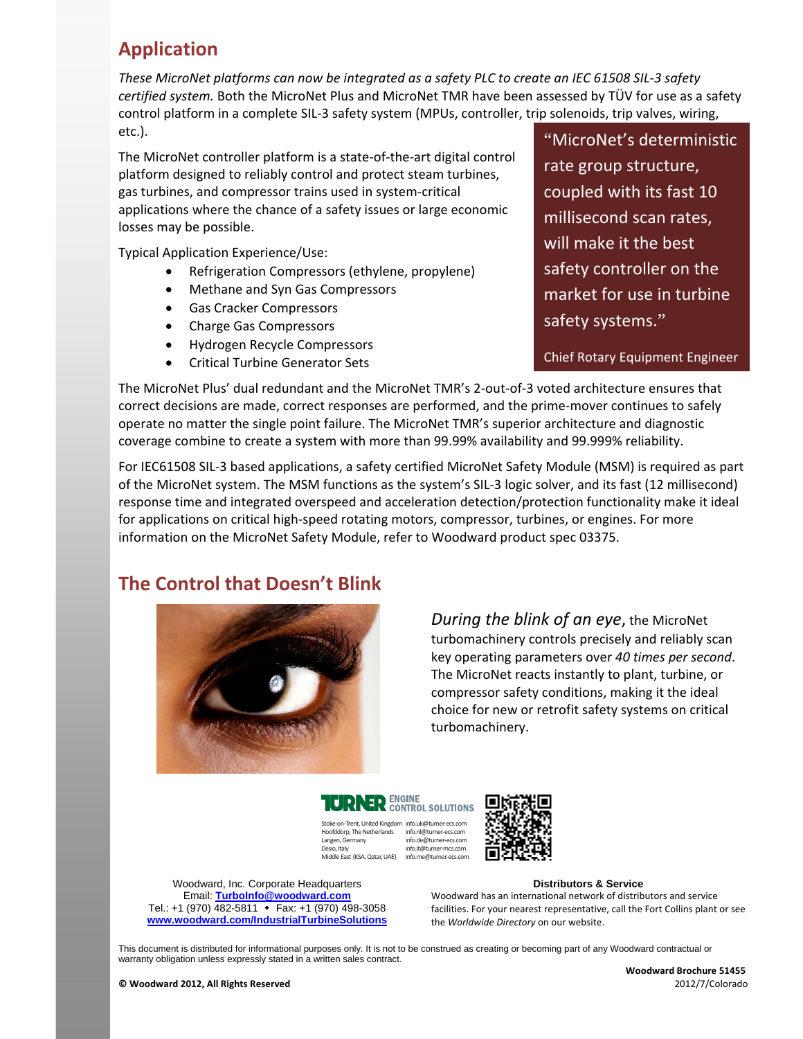## Application

*These MicroNet platforms can now be integrated as a safety PLC to create an IEC 61508 SIL-3 safety certified system.* Both the MicroNet Plus and MicroNet TMR have been assessed by TÜV for use as a safety control platform in a complete SIL-3 safety system (MPUs, controller, trip solenoids, trip valves, wiring, etc.).

The MicroNet controller platform is a state-of-the-art digital control platform designed to reliably control and protect steam turbines, gas turbines, and compressor trains used in system-critical applications where the chance of a safety issues or large economic losses may be possible.

Typical Application Experience/Use:

- Refrigeration Compressors (ethylene, propylene)
- Methane and Syn Gas Compressors
- Gas Cracker Compressors
- Charge Gas Compressors
- Hydrogen Recycle Compressors
- Critical Turbine Generator Sets

> "MicroNet's deterministic rate group structure, coupled with its fast 10 millisecond scan rates, will make it the best safety controller on the market for use in turbine safety systems."
>
> Chief Rotary Equipment Engineer

The MicroNet Plus' dual redundant and the MicroNet TMR's 2-out-of-3 voted architecture ensures that correct decisions are made, correct responses are performed, and the prime-mover continues to safely operate no matter the single point failure. The MicroNet TMR's superior architecture and diagnostic coverage combine to create a system with more than 99.99% availability and 99.999% reliability.

For IEC61508 SIL-3 based applications, a safety certified MicroNet Safety Module (MSM) is required as part of the MicroNet system. The MSM functions as the system's SIL-3 logic solver, and its fast (12 millisecond) response time and integrated overspeed and acceleration detection/protection functionality make it ideal for applications on critical high-speed rotating motors, compressor, turbines, or engines. For more information on the MicroNet Safety Module, refer to Woodward product spec 03375.

## The Control that Doesn't Blink

*During the blink of an eye*, the MicroNet turbomachinery controls precisely and reliably scan key operating parameters over *40 times per second*. The MicroNet reacts instantly to plant, turbine, or compressor safety conditions, making it the ideal choice for new or retrofit safety systems on critical turbomachinery.

TURNER ENGINE CONTROL SOLUTIONS

Stoke-on-Trent, United Kingdom info.uk@turner-ecs.com
Hoofddorp, The Netherlands info.nl@turner-ecs.com
Langen, Germany info.de@turner-ecs.com
Desio, Italy info.it@turner-mcs.com
Middle East (KSA, Qatar, UAE) info.me@turner-ecs.com

Woodward, Inc. Corporate Headquarters
Email: **TurboInfo@woodward.com**
Tel.: +1 (970) 482-5811 ◆ Fax: +1 (970) 498-3058
**www.woodward.com/IndustrialTurbineSolutions**

**Distributors & Service**

Woodward has an international network of distributors and service facilities. For your nearest representative, call the Fort Collins plant or see the *Worldwide Directory* on our website.

This document is distributed for informational purposes only. It is not to be construed as creating or becoming part of any Woodward contractual or warranty obligation unless expressly stated in a written sales contract.

**© Woodward 2012, All Rights Reserved**

**Woodward Brochure 51455**
2012/7/Colorado